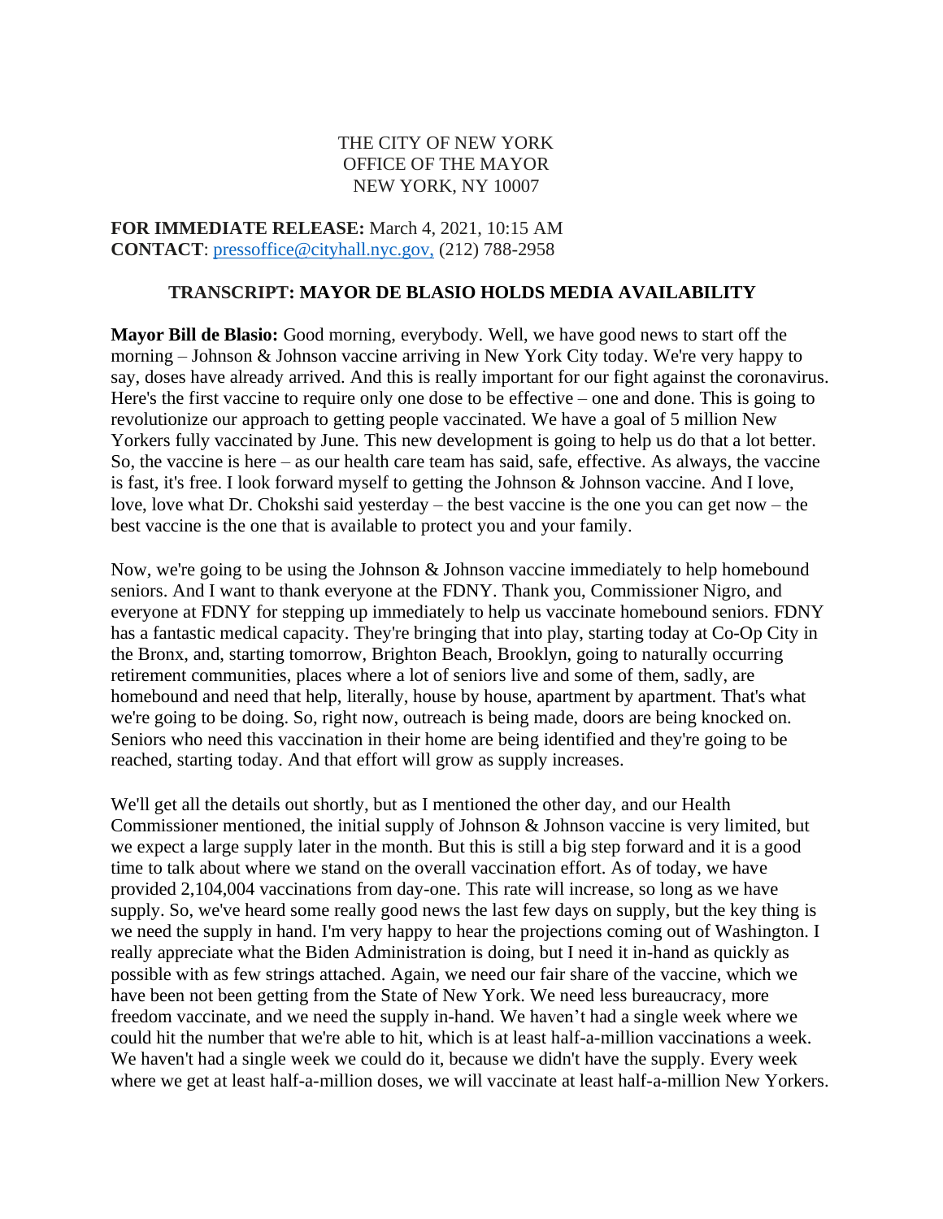THE CITY OF NEW YORK
OFFICE OF THE MAYOR
NEW YORK, NY 10007

**FOR IMMEDIATE RELEASE:** March 4, 2021, 10:15 AM
**CONTACT**: pressoffice@cityhall.nyc.gov, (212) 788-2958

## TRANSCRIPT: MAYOR DE BLASIO HOLDS MEDIA AVAILABILITY

**Mayor Bill de Blasio:** Good morning, everybody. Well, we have good news to start off the morning – Johnson & Johnson vaccine arriving in New York City today. We're very happy to say, doses have already arrived. And this is really important for our fight against the coronavirus. Here's the first vaccine to require only one dose to be effective – one and done. This is going to revolutionize our approach to getting people vaccinated. We have a goal of 5 million New Yorkers fully vaccinated by June. This new development is going to help us do that a lot better. So, the vaccine is here – as our health care team has said, safe, effective. As always, the vaccine is fast, it's free. I look forward myself to getting the Johnson & Johnson vaccine. And I love, love, love what Dr. Chokshi said yesterday – the best vaccine is the one you can get now – the best vaccine is the one that is available to protect you and your family.

Now, we're going to be using the Johnson & Johnson vaccine immediately to help homebound seniors. And I want to thank everyone at the FDNY. Thank you, Commissioner Nigro, and everyone at FDNY for stepping up immediately to help us vaccinate homebound seniors. FDNY has a fantastic medical capacity. They're bringing that into play, starting today at Co-Op City in the Bronx, and, starting tomorrow, Brighton Beach, Brooklyn, going to naturally occurring retirement communities, places where a lot of seniors live and some of them, sadly, are homebound and need that help, literally, house by house, apartment by apartment. That's what we're going to be doing. So, right now, outreach is being made, doors are being knocked on. Seniors who need this vaccination in their home are being identified and they're going to be reached, starting today. And that effort will grow as supply increases.

We'll get all the details out shortly, but as I mentioned the other day, and our Health Commissioner mentioned, the initial supply of Johnson & Johnson vaccine is very limited, but we expect a large supply later in the month. But this is still a big step forward and it is a good time to talk about where we stand on the overall vaccination effort. As of today, we have provided 2,104,004 vaccinations from day-one. This rate will increase, so long as we have supply. So, we've heard some really good news the last few days on supply, but the key thing is we need the supply in hand. I'm very happy to hear the projections coming out of Washington. I really appreciate what the Biden Administration is doing, but I need it in-hand as quickly as possible with as few strings attached. Again, we need our fair share of the vaccine, which we have been not been getting from the State of New York. We need less bureaucracy, more freedom vaccinate, and we need the supply in-hand. We haven't had a single week where we could hit the number that we're able to hit, which is at least half-a-million vaccinations a week. We haven't had a single week we could do it, because we didn't have the supply. Every week where we get at least half-a-million doses, we will vaccinate at least half-a-million New Yorkers.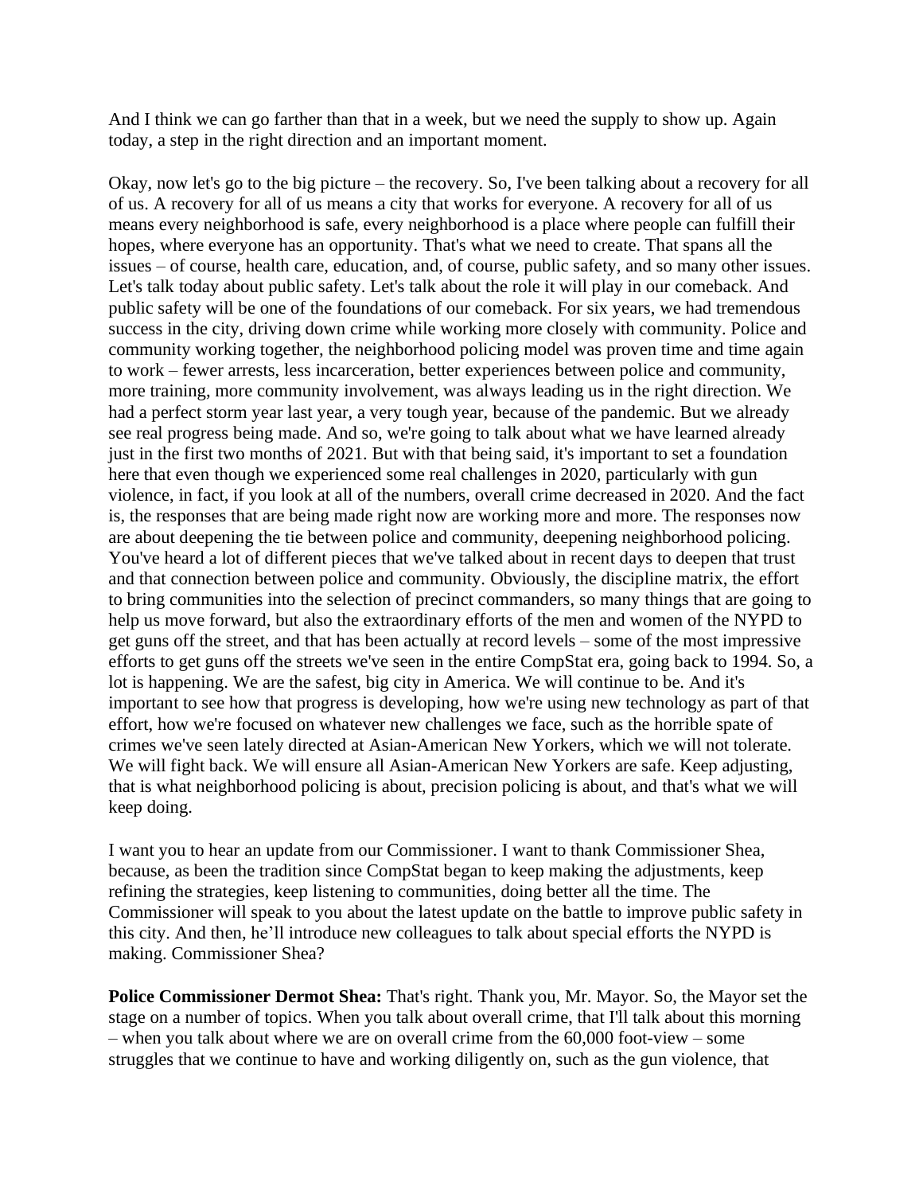And I think we can go farther than that in a week, but we need the supply to show up. Again today, a step in the right direction and an important moment.

Okay, now let's go to the big picture – the recovery. So, I've been talking about a recovery for all of us. A recovery for all of us means a city that works for everyone. A recovery for all of us means every neighborhood is safe, every neighborhood is a place where people can fulfill their hopes, where everyone has an opportunity. That's what we need to create. That spans all the issues – of course, health care, education, and, of course, public safety, and so many other issues. Let's talk today about public safety. Let's talk about the role it will play in our comeback. And public safety will be one of the foundations of our comeback. For six years, we had tremendous success in the city, driving down crime while working more closely with community. Police and community working together, the neighborhood policing model was proven time and time again to work – fewer arrests, less incarceration, better experiences between police and community, more training, more community involvement, was always leading us in the right direction. We had a perfect storm year last year, a very tough year, because of the pandemic. But we already see real progress being made. And so, we're going to talk about what we have learned already just in the first two months of 2021. But with that being said, it's important to set a foundation here that even though we experienced some real challenges in 2020, particularly with gun violence, in fact, if you look at all of the numbers, overall crime decreased in 2020. And the fact is, the responses that are being made right now are working more and more. The responses now are about deepening the tie between police and community, deepening neighborhood policing. You've heard a lot of different pieces that we've talked about in recent days to deepen that trust and that connection between police and community. Obviously, the discipline matrix, the effort to bring communities into the selection of precinct commanders, so many things that are going to help us move forward, but also the extraordinary efforts of the men and women of the NYPD to get guns off the street, and that has been actually at record levels – some of the most impressive efforts to get guns off the streets we've seen in the entire CompStat era, going back to 1994. So, a lot is happening. We are the safest, big city in America. We will continue to be. And it's important to see how that progress is developing, how we're using new technology as part of that effort, how we're focused on whatever new challenges we face, such as the horrible spate of crimes we've seen lately directed at Asian-American New Yorkers, which we will not tolerate. We will fight back. We will ensure all Asian-American New Yorkers are safe. Keep adjusting, that is what neighborhood policing is about, precision policing is about, and that's what we will keep doing.

I want you to hear an update from our Commissioner. I want to thank Commissioner Shea, because, as been the tradition since CompStat began to keep making the adjustments, keep refining the strategies, keep listening to communities, doing better all the time. The Commissioner will speak to you about the latest update on the battle to improve public safety in this city. And then, he'll introduce new colleagues to talk about special efforts the NYPD is making. Commissioner Shea?

**Police Commissioner Dermot Shea:** That's right. Thank you, Mr. Mayor. So, the Mayor set the stage on a number of topics. When you talk about overall crime, that I'll talk about this morning – when you talk about where we are on overall crime from the 60,000 foot-view – some struggles that we continue to have and working diligently on, such as the gun violence, that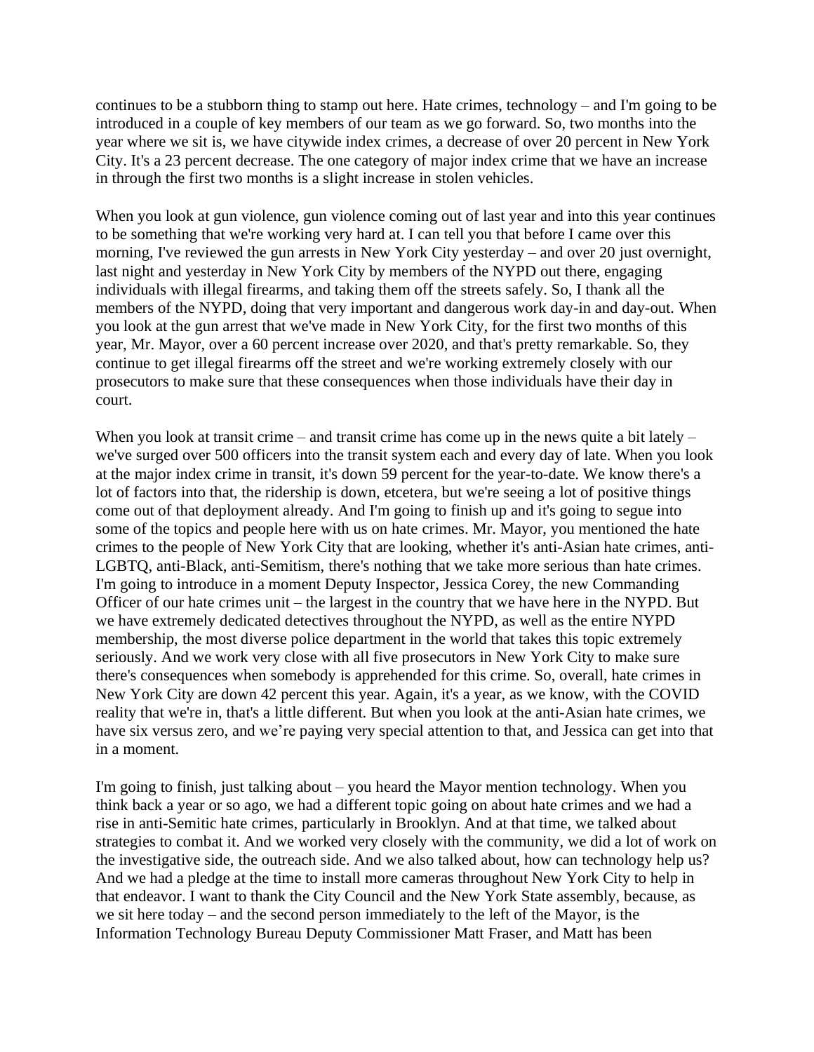continues to be a stubborn thing to stamp out here. Hate crimes, technology – and I'm going to be introduced in a couple of key members of our team as we go forward. So, two months into the year where we sit is, we have citywide index crimes, a decrease of over 20 percent in New York City. It's a 23 percent decrease. The one category of major index crime that we have an increase in through the first two months is a slight increase in stolen vehicles.

When you look at gun violence, gun violence coming out of last year and into this year continues to be something that we're working very hard at. I can tell you that before I came over this morning, I've reviewed the gun arrests in New York City yesterday – and over 20 just overnight, last night and yesterday in New York City by members of the NYPD out there, engaging individuals with illegal firearms, and taking them off the streets safely. So, I thank all the members of the NYPD, doing that very important and dangerous work day-in and day-out. When you look at the gun arrest that we've made in New York City, for the first two months of this year, Mr. Mayor, over a 60 percent increase over 2020, and that's pretty remarkable. So, they continue to get illegal firearms off the street and we're working extremely closely with our prosecutors to make sure that these consequences when those individuals have their day in court.

When you look at transit crime – and transit crime has come up in the news quite a bit lately – we've surged over 500 officers into the transit system each and every day of late. When you look at the major index crime in transit, it's down 59 percent for the year-to-date. We know there's a lot of factors into that, the ridership is down, etcetera, but we're seeing a lot of positive things come out of that deployment already. And I'm going to finish up and it's going to segue into some of the topics and people here with us on hate crimes. Mr. Mayor, you mentioned the hate crimes to the people of New York City that are looking, whether it's anti-Asian hate crimes, anti-LGBTQ, anti-Black, anti-Semitism, there's nothing that we take more serious than hate crimes. I'm going to introduce in a moment Deputy Inspector, Jessica Corey, the new Commanding Officer of our hate crimes unit – the largest in the country that we have here in the NYPD. But we have extremely dedicated detectives throughout the NYPD, as well as the entire NYPD membership, the most diverse police department in the world that takes this topic extremely seriously. And we work very close with all five prosecutors in New York City to make sure there's consequences when somebody is apprehended for this crime. So, overall, hate crimes in New York City are down 42 percent this year. Again, it's a year, as we know, with the COVID reality that we're in, that's a little different. But when you look at the anti-Asian hate crimes, we have six versus zero, and we're paying very special attention to that, and Jessica can get into that in a moment.

I'm going to finish, just talking about – you heard the Mayor mention technology. When you think back a year or so ago, we had a different topic going on about hate crimes and we had a rise in anti-Semitic hate crimes, particularly in Brooklyn. And at that time, we talked about strategies to combat it. And we worked very closely with the community, we did a lot of work on the investigative side, the outreach side. And we also talked about, how can technology help us? And we had a pledge at the time to install more cameras throughout New York City to help in that endeavor. I want to thank the City Council and the New York State assembly, because, as we sit here today – and the second person immediately to the left of the Mayor, is the Information Technology Bureau Deputy Commissioner Matt Fraser, and Matt has been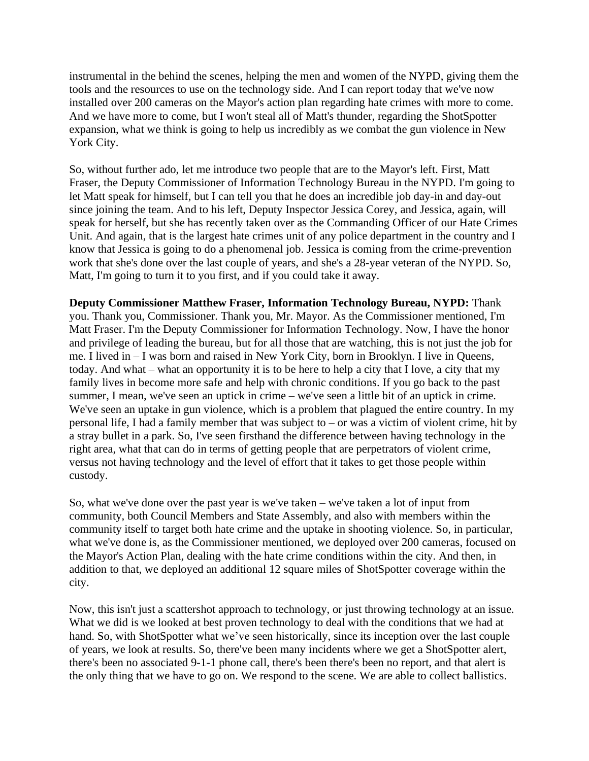instrumental in the behind the scenes, helping the men and women of the NYPD, giving them the tools and the resources to use on the technology side. And I can report today that we've now installed over 200 cameras on the Mayor's action plan regarding hate crimes with more to come. And we have more to come, but I won't steal all of Matt's thunder, regarding the ShotSpotter expansion, what we think is going to help us incredibly as we combat the gun violence in New York City.

So, without further ado, let me introduce two people that are to the Mayor's left. First, Matt Fraser, the Deputy Commissioner of Information Technology Bureau in the NYPD. I'm going to let Matt speak for himself, but I can tell you that he does an incredible job day-in and day-out since joining the team. And to his left, Deputy Inspector Jessica Corey, and Jessica, again, will speak for herself, but she has recently taken over as the Commanding Officer of our Hate Crimes Unit. And again, that is the largest hate crimes unit of any police department in the country and I know that Jessica is going to do a phenomenal job. Jessica is coming from the crime-prevention work that she's done over the last couple of years, and she's a 28-year veteran of the NYPD. So, Matt, I'm going to turn it to you first, and if you could take it away.

**Deputy Commissioner Matthew Fraser, Information Technology Bureau, NYPD:** Thank you. Thank you, Commissioner. Thank you, Mr. Mayor. As the Commissioner mentioned, I'm Matt Fraser. I'm the Deputy Commissioner for Information Technology. Now, I have the honor and privilege of leading the bureau, but for all those that are watching, this is not just the job for me. I lived in – I was born and raised in New York City, born in Brooklyn. I live in Queens, today. And what – what an opportunity it is to be here to help a city that I love, a city that my family lives in become more safe and help with chronic conditions. If you go back to the past summer, I mean, we've seen an uptick in crime – we've seen a little bit of an uptick in crime. We've seen an uptake in gun violence, which is a problem that plagued the entire country. In my personal life, I had a family member that was subject to – or was a victim of violent crime, hit by a stray bullet in a park. So, I've seen firsthand the difference between having technology in the right area, what that can do in terms of getting people that are perpetrators of violent crime, versus not having technology and the level of effort that it takes to get those people within custody.

So, what we've done over the past year is we've taken – we've taken a lot of input from community, both Council Members and State Assembly, and also with members within the community itself to target both hate crime and the uptake in shooting violence. So, in particular, what we've done is, as the Commissioner mentioned, we deployed over 200 cameras, focused on the Mayor's Action Plan, dealing with the hate crime conditions within the city. And then, in addition to that, we deployed an additional 12 square miles of ShotSpotter coverage within the city.

Now, this isn't just a scattershot approach to technology, or just throwing technology at an issue. What we did is we looked at best proven technology to deal with the conditions that we had at hand. So, with ShotSpotter what we've seen historically, since its inception over the last couple of years, we look at results. So, there've been many incidents where we get a ShotSpotter alert, there's been no associated 9-1-1 phone call, there's been there's been no report, and that alert is the only thing that we have to go on. We respond to the scene. We are able to collect ballistics.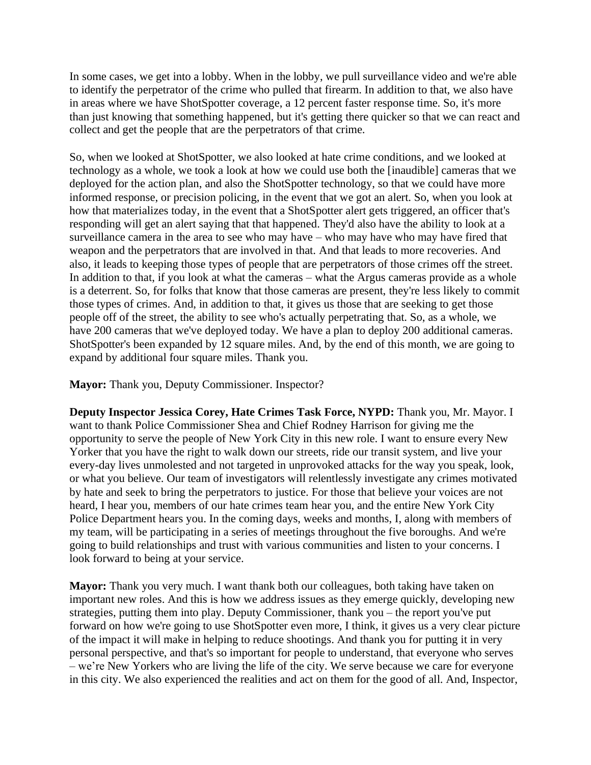In some cases, we get into a lobby. When in the lobby, we pull surveillance video and we're able to identify the perpetrator of the crime who pulled that firearm. In addition to that, we also have in areas where we have ShotSpotter coverage, a 12 percent faster response time. So, it's more than just knowing that something happened, but it's getting there quicker so that we can react and collect and get the people that are the perpetrators of that crime.

So, when we looked at ShotSpotter, we also looked at hate crime conditions, and we looked at technology as a whole, we took a look at how we could use both the [inaudible] cameras that we deployed for the action plan, and also the ShotSpotter technology, so that we could have more informed response, or precision policing, in the event that we got an alert. So, when you look at how that materializes today, in the event that a ShotSpotter alert gets triggered, an officer that's responding will get an alert saying that that happened. They'd also have the ability to look at a surveillance camera in the area to see who may have – who may have who may have fired that weapon and the perpetrators that are involved in that. And that leads to more recoveries. And also, it leads to keeping those types of people that are perpetrators of those crimes off the street. In addition to that, if you look at what the cameras – what the Argus cameras provide as a whole is a deterrent. So, for folks that know that those cameras are present, they're less likely to commit those types of crimes. And, in addition to that, it gives us those that are seeking to get those people off of the street, the ability to see who's actually perpetrating that. So, as a whole, we have 200 cameras that we've deployed today. We have a plan to deploy 200 additional cameras. ShotSpotter's been expanded by 12 square miles. And, by the end of this month, we are going to expand by additional four square miles. Thank you.

**Mayor:** Thank you, Deputy Commissioner. Inspector?

**Deputy Inspector Jessica Corey, Hate Crimes Task Force, NYPD:** Thank you, Mr. Mayor. I want to thank Police Commissioner Shea and Chief Rodney Harrison for giving me the opportunity to serve the people of New York City in this new role. I want to ensure every New Yorker that you have the right to walk down our streets, ride our transit system, and live your every-day lives unmolested and not targeted in unprovoked attacks for the way you speak, look, or what you believe. Our team of investigators will relentlessly investigate any crimes motivated by hate and seek to bring the perpetrators to justice. For those that believe your voices are not heard, I hear you, members of our hate crimes team hear you, and the entire New York City Police Department hears you. In the coming days, weeks and months, I, along with members of my team, will be participating in a series of meetings throughout the five boroughs. And we're going to build relationships and trust with various communities and listen to your concerns. I look forward to being at your service.

**Mayor:** Thank you very much. I want thank both our colleagues, both taking have taken on important new roles. And this is how we address issues as they emerge quickly, developing new strategies, putting them into play. Deputy Commissioner, thank you – the report you've put forward on how we're going to use ShotSpotter even more, I think, it gives us a very clear picture of the impact it will make in helping to reduce shootings. And thank you for putting it in very personal perspective, and that's so important for people to understand, that everyone who serves – we're New Yorkers who are living the life of the city. We serve because we care for everyone in this city. We also experienced the realities and act on them for the good of all. And, Inspector,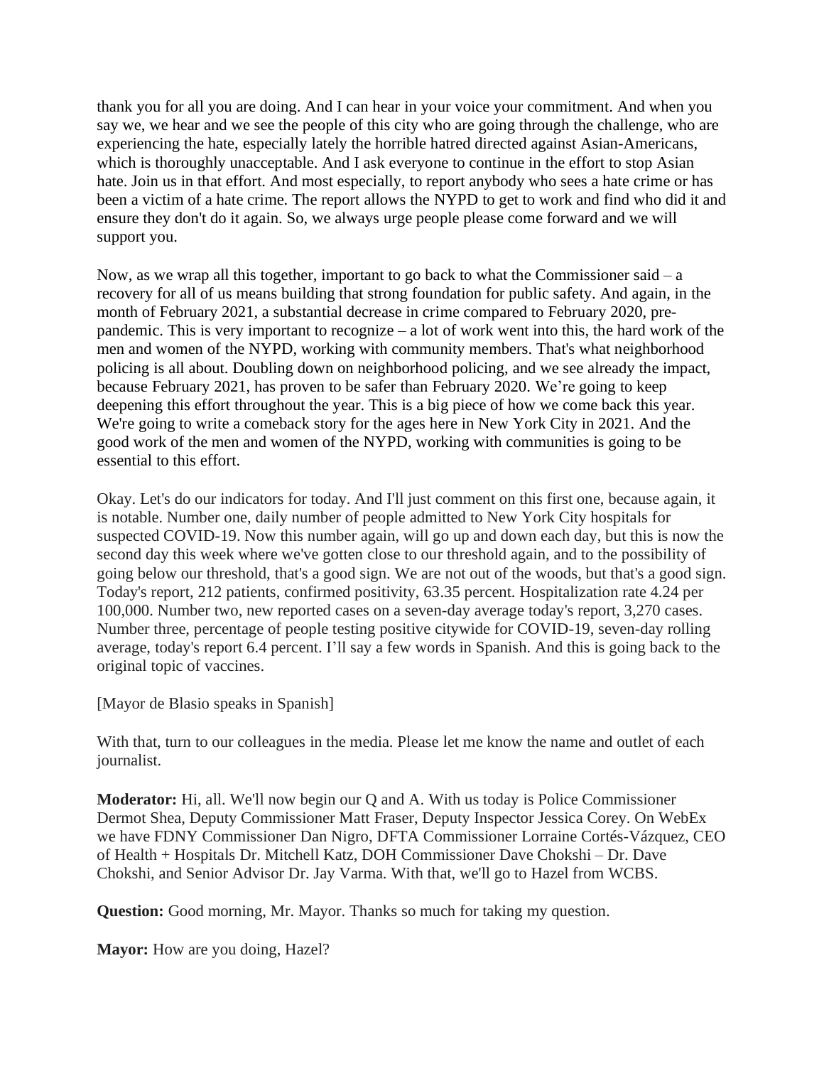thank you for all you are doing. And I can hear in your voice your commitment. And when you say we, we hear and we see the people of this city who are going through the challenge, who are experiencing the hate, especially lately the horrible hatred directed against Asian-Americans, which is thoroughly unacceptable. And I ask everyone to continue in the effort to stop Asian hate. Join us in that effort. And most especially, to report anybody who sees a hate crime or has been a victim of a hate crime. The report allows the NYPD to get to work and find who did it and ensure they don't do it again. So, we always urge people please come forward and we will support you.

Now, as we wrap all this together, important to go back to what the Commissioner said – a recovery for all of us means building that strong foundation for public safety. And again, in the month of February 2021, a substantial decrease in crime compared to February 2020, pre-pandemic. This is very important to recognize – a lot of work went into this, the hard work of the men and women of the NYPD, working with community members. That's what neighborhood policing is all about. Doubling down on neighborhood policing, and we see already the impact, because February 2021, has proven to be safer than February 2020. We're going to keep deepening this effort throughout the year. This is a big piece of how we come back this year. We're going to write a comeback story for the ages here in New York City in 2021. And the good work of the men and women of the NYPD, working with communities is going to be essential to this effort.

Okay. Let's do our indicators for today. And I'll just comment on this first one, because again, it is notable. Number one, daily number of people admitted to New York City hospitals for suspected COVID-19. Now this number again, will go up and down each day, but this is now the second day this week where we've gotten close to our threshold again, and to the possibility of going below our threshold, that's a good sign. We are not out of the woods, but that's a good sign. Today's report, 212 patients, confirmed positivity, 63.35 percent. Hospitalization rate 4.24 per 100,000. Number two, new reported cases on a seven-day average today's report, 3,270 cases. Number three, percentage of people testing positive citywide for COVID-19, seven-day rolling average, today's report 6.4 percent. I'll say a few words in Spanish. And this is going back to the original topic of vaccines.

[Mayor de Blasio speaks in Spanish]

With that, turn to our colleagues in the media. Please let me know the name and outlet of each journalist.

**Moderator:** Hi, all. We'll now begin our Q and A. With us today is Police Commissioner Dermot Shea, Deputy Commissioner Matt Fraser, Deputy Inspector Jessica Corey. On WebEx we have FDNY Commissioner Dan Nigro, DFTA Commissioner Lorraine Cortés-Vázquez, CEO of Health + Hospitals Dr. Mitchell Katz, DOH Commissioner Dave Chokshi – Dr. Dave Chokshi, and Senior Advisor Dr. Jay Varma. With that, we'll go to Hazel from WCBS.

**Question:** Good morning, Mr. Mayor. Thanks so much for taking my question.

**Mayor:** How are you doing, Hazel?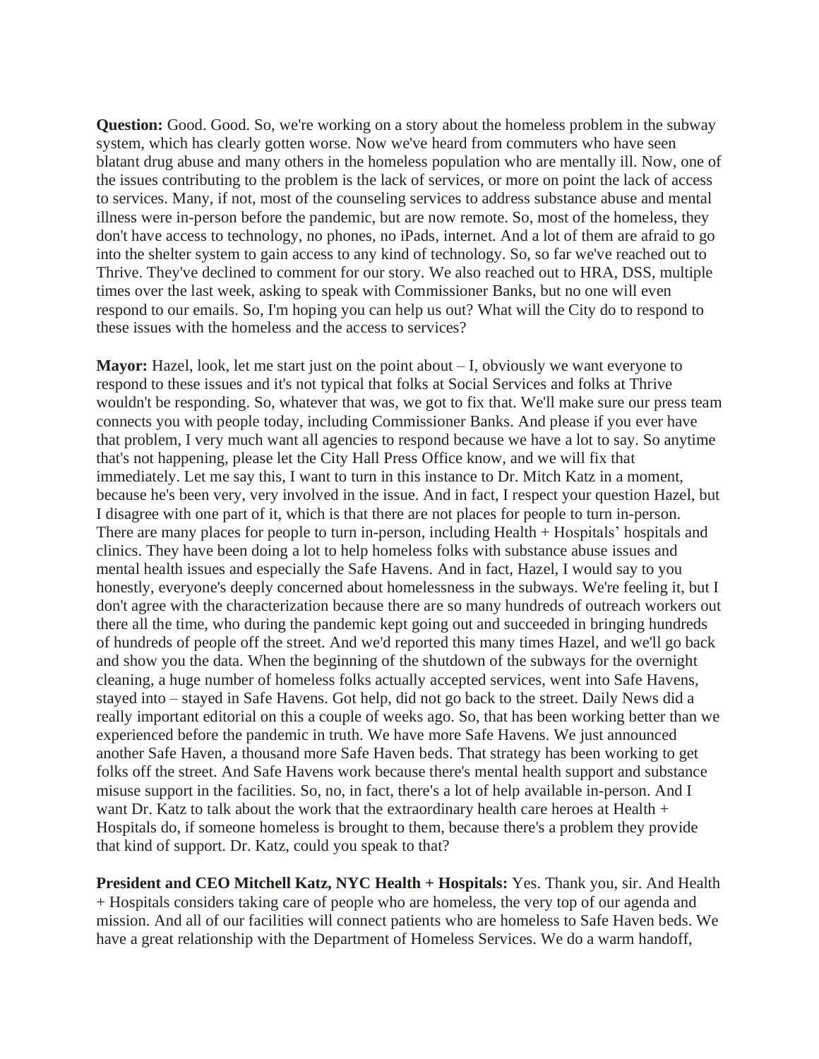**Question:** Good. Good. So, we're working on a story about the homeless problem in the subway system, which has clearly gotten worse. Now we've heard from commuters who have seen blatant drug abuse and many others in the homeless population who are mentally ill. Now, one of the issues contributing to the problem is the lack of services, or more on point the lack of access to services. Many, if not, most of the counseling services to address substance abuse and mental illness were in-person before the pandemic, but are now remote. So, most of the homeless, they don't have access to technology, no phones, no iPads, internet. And a lot of them are afraid to go into the shelter system to gain access to any kind of technology. So, so far we've reached out to Thrive. They've declined to comment for our story. We also reached out to HRA, DSS, multiple times over the last week, asking to speak with Commissioner Banks, but no one will even respond to our emails. So, I'm hoping you can help us out? What will the City do to respond to these issues with the homeless and the access to services?

**Mayor:** Hazel, look, let me start just on the point about – I, obviously we want everyone to respond to these issues and it's not typical that folks at Social Services and folks at Thrive wouldn't be responding. So, whatever that was, we got to fix that. We'll make sure our press team connects you with people today, including Commissioner Banks. And please if you ever have that problem, I very much want all agencies to respond because we have a lot to say. So anytime that's not happening, please let the City Hall Press Office know, and we will fix that immediately. Let me say this, I want to turn in this instance to Dr. Mitch Katz in a moment, because he's been very, very involved in the issue. And in fact, I respect your question Hazel, but I disagree with one part of it, which is that there are not places for people to turn in-person. There are many places for people to turn in-person, including Health + Hospitals' hospitals and clinics. They have been doing a lot to help homeless folks with substance abuse issues and mental health issues and especially the Safe Havens. And in fact, Hazel, I would say to you honestly, everyone's deeply concerned about homelessness in the subways. We're feeling it, but I don't agree with the characterization because there are so many hundreds of outreach workers out there all the time, who during the pandemic kept going out and succeeded in bringing hundreds of hundreds of people off the street. And we'd reported this many times Hazel, and we'll go back and show you the data. When the beginning of the shutdown of the subways for the overnight cleaning, a huge number of homeless folks actually accepted services, went into Safe Havens, stayed into – stayed in Safe Havens. Got help, did not go back to the street. Daily News did a really important editorial on this a couple of weeks ago. So, that has been working better than we experienced before the pandemic in truth. We have more Safe Havens. We just announced another Safe Haven, a thousand more Safe Haven beds. That strategy has been working to get folks off the street. And Safe Havens work because there's mental health support and substance misuse support in the facilities. So, no, in fact, there's a lot of help available in-person. And I want Dr. Katz to talk about the work that the extraordinary health care heroes at Health + Hospitals do, if someone homeless is brought to them, because there's a problem they provide that kind of support. Dr. Katz, could you speak to that?

**President and CEO Mitchell Katz, NYC Health + Hospitals:** Yes. Thank you, sir. And Health + Hospitals considers taking care of people who are homeless, the very top of our agenda and mission. And all of our facilities will connect patients who are homeless to Safe Haven beds. We have a great relationship with the Department of Homeless Services. We do a warm handoff,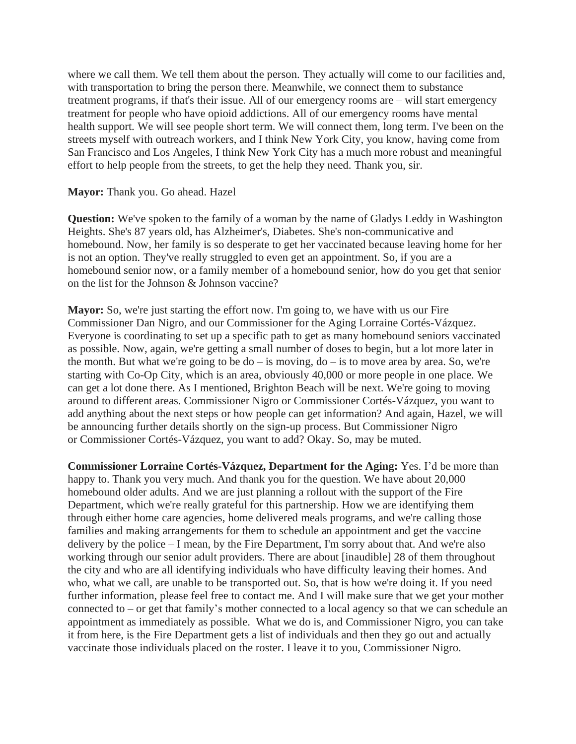where we call them. We tell them about the person. They actually will come to our facilities and, with transportation to bring the person there. Meanwhile, we connect them to substance treatment programs, if that's their issue. All of our emergency rooms are – will start emergency treatment for people who have opioid addictions. All of our emergency rooms have mental health support. We will see people short term. We will connect them, long term. I've been on the streets myself with outreach workers, and I think New York City, you know, having come from San Francisco and Los Angeles, I think New York City has a much more robust and meaningful effort to help people from the streets, to get the help they need. Thank you, sir.

**Mayor:** Thank you. Go ahead. Hazel

**Question:** We've spoken to the family of a woman by the name of Gladys Leddy in Washington Heights. She's 87 years old, has Alzheimer's, Diabetes. She's non-communicative and homebound. Now, her family is so desperate to get her vaccinated because leaving home for her is not an option. They've really struggled to even get an appointment. So, if you are a homebound senior now, or a family member of a homebound senior, how do you get that senior on the list for the Johnson & Johnson vaccine?

**Mayor:** So, we're just starting the effort now. I'm going to, we have with us our Fire Commissioner Dan Nigro, and our Commissioner for the Aging Lorraine Cortés-Vázquez. Everyone is coordinating to set up a specific path to get as many homebound seniors vaccinated as possible. Now, again, we're getting a small number of doses to begin, but a lot more later in the month. But what we're going to be do – is moving, do – is to move area by area. So, we're starting with Co-Op City, which is an area, obviously 40,000 or more people in one place. We can get a lot done there. As I mentioned, Brighton Beach will be next. We're going to moving around to different areas. Commissioner Nigro or Commissioner Cortés-Vázquez, you want to add anything about the next steps or how people can get information? And again, Hazel, we will be announcing further details shortly on the sign-up process. But Commissioner Nigro or Commissioner Cortés-Vázquez, you want to add? Okay. So, may be muted.

**Commissioner Lorraine Cortés-Vázquez, Department for the Aging:** Yes. I'd be more than happy to. Thank you very much. And thank you for the question. We have about 20,000 homebound older adults. And we are just planning a rollout with the support of the Fire Department, which we're really grateful for this partnership. How we are identifying them through either home care agencies, home delivered meals programs, and we're calling those families and making arrangements for them to schedule an appointment and get the vaccine delivery by the police – I mean, by the Fire Department, I'm sorry about that. And we're also working through our senior adult providers. There are about [inaudible] 28 of them throughout the city and who are all identifying individuals who have difficulty leaving their homes. And who, what we call, are unable to be transported out. So, that is how we're doing it. If you need further information, please feel free to contact me. And I will make sure that we get your mother connected to – or get that family's mother connected to a local agency so that we can schedule an appointment as immediately as possible. What we do is, and Commissioner Nigro, you can take it from here, is the Fire Department gets a list of individuals and then they go out and actually vaccinate those individuals placed on the roster. I leave it to you, Commissioner Nigro.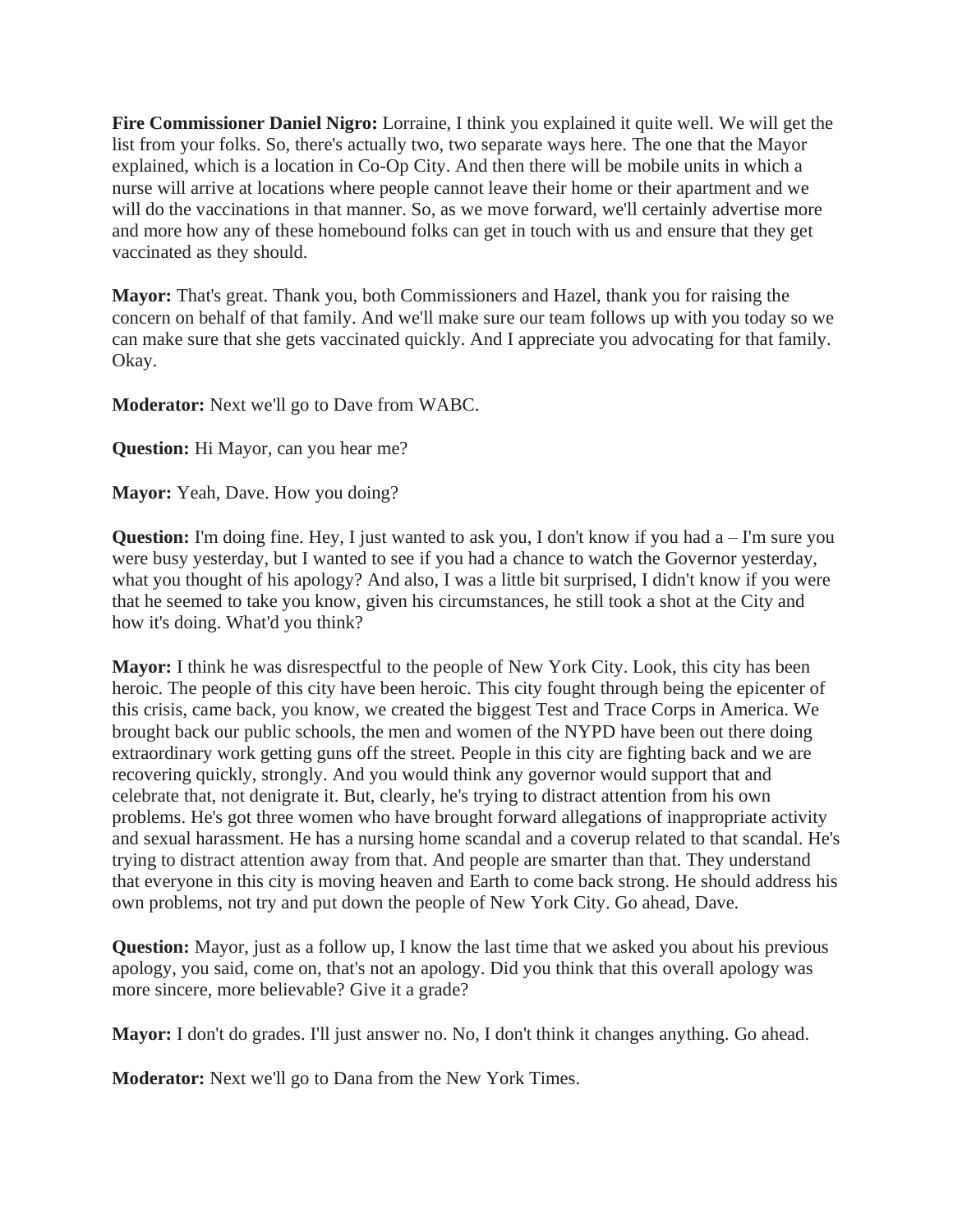**Fire Commissioner Daniel Nigro:** Lorraine, I think you explained it quite well. We will get the list from your folks. So, there's actually two, two separate ways here. The one that the Mayor explained, which is a location in Co-Op City. And then there will be mobile units in which a nurse will arrive at locations where people cannot leave their home or their apartment and we will do the vaccinations in that manner. So, as we move forward, we'll certainly advertise more and more how any of these homebound folks can get in touch with us and ensure that they get vaccinated as they should.

**Mayor:** That's great. Thank you, both Commissioners and Hazel, thank you for raising the concern on behalf of that family. And we'll make sure our team follows up with you today so we can make sure that she gets vaccinated quickly. And I appreciate you advocating for that family. Okay.

**Moderator:** Next we'll go to Dave from WABC.

**Question:** Hi Mayor, can you hear me?

**Mayor:** Yeah, Dave. How you doing?

**Question:** I'm doing fine. Hey, I just wanted to ask you, I don't know if you had a – I'm sure you were busy yesterday, but I wanted to see if you had a chance to watch the Governor yesterday, what you thought of his apology? And also, I was a little bit surprised, I didn't know if you were that he seemed to take you know, given his circumstances, he still took a shot at the City and how it's doing. What'd you think?

**Mayor:** I think he was disrespectful to the people of New York City. Look, this city has been heroic. The people of this city have been heroic. This city fought through being the epicenter of this crisis, came back, you know, we created the biggest Test and Trace Corps in America. We brought back our public schools, the men and women of the NYPD have been out there doing extraordinary work getting guns off the street. People in this city are fighting back and we are recovering quickly, strongly. And you would think any governor would support that and celebrate that, not denigrate it. But, clearly, he's trying to distract attention from his own problems. He's got three women who have brought forward allegations of inappropriate activity and sexual harassment. He has a nursing home scandal and a coverup related to that scandal. He's trying to distract attention away from that. And people are smarter than that. They understand that everyone in this city is moving heaven and Earth to come back strong. He should address his own problems, not try and put down the people of New York City. Go ahead, Dave.

**Question:** Mayor, just as a follow up, I know the last time that we asked you about his previous apology, you said, come on, that's not an apology. Did you think that this overall apology was more sincere, more believable? Give it a grade?

**Mayor:** I don't do grades. I'll just answer no. No, I don't think it changes anything. Go ahead.

**Moderator:** Next we'll go to Dana from the New York Times.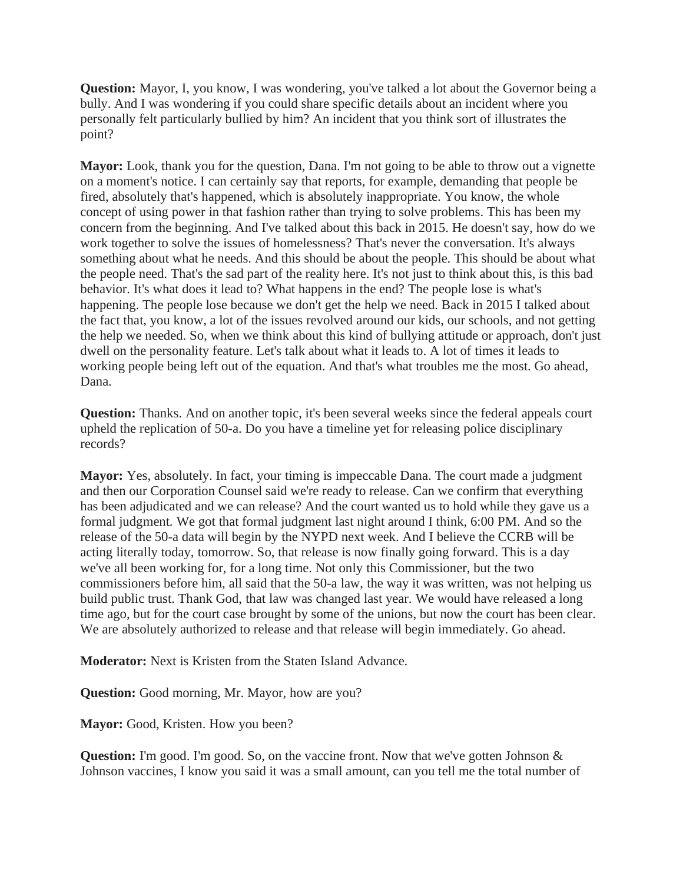**Question:** Mayor, I, you know, I was wondering, you've talked a lot about the Governor being a bully. And I was wondering if you could share specific details about an incident where you personally felt particularly bullied by him? An incident that you think sort of illustrates the point?

**Mayor:** Look, thank you for the question, Dana. I'm not going to be able to throw out a vignette on a moment's notice. I can certainly say that reports, for example, demanding that people be fired, absolutely that's happened, which is absolutely inappropriate. You know, the whole concept of using power in that fashion rather than trying to solve problems. This has been my concern from the beginning. And I've talked about this back in 2015. He doesn't say, how do we work together to solve the issues of homelessness? That's never the conversation. It's always something about what he needs. And this should be about the people. This should be about what the people need. That's the sad part of the reality here. It's not just to think about this, is this bad behavior. It's what does it lead to? What happens in the end? The people lose is what's happening. The people lose because we don't get the help we need. Back in 2015 I talked about the fact that, you know, a lot of the issues revolved around our kids, our schools, and not getting the help we needed. So, when we think about this kind of bullying attitude or approach, don't just dwell on the personality feature. Let's talk about what it leads to. A lot of times it leads to working people being left out of the equation. And that's what troubles me the most. Go ahead, Dana.

**Question:** Thanks. And on another topic, it's been several weeks since the federal appeals court upheld the replication of 50-a. Do you have a timeline yet for releasing police disciplinary records?

**Mayor:** Yes, absolutely. In fact, your timing is impeccable Dana. The court made a judgment and then our Corporation Counsel said we're ready to release. Can we confirm that everything has been adjudicated and we can release? And the court wanted us to hold while they gave us a formal judgment. We got that formal judgment last night around I think, 6:00 PM. And so the release of the 50-a data will begin by the NYPD next week. And I believe the CCRB will be acting literally today, tomorrow. So, that release is now finally going forward. This is a day we've all been working for, for a long time. Not only this Commissioner, but the two commissioners before him, all said that the 50-a law, the way it was written, was not helping us build public trust. Thank God, that law was changed last year. We would have released a long time ago, but for the court case brought by some of the unions, but now the court has been clear. We are absolutely authorized to release and that release will begin immediately. Go ahead.

**Moderator:** Next is Kristen from the Staten Island Advance.

**Question:** Good morning, Mr. Mayor, how are you?

**Mayor:** Good, Kristen. How you been?

**Question:** I'm good. I'm good. So, on the vaccine front. Now that we've gotten Johnson & Johnson vaccines, I know you said it was a small amount, can you tell me the total number of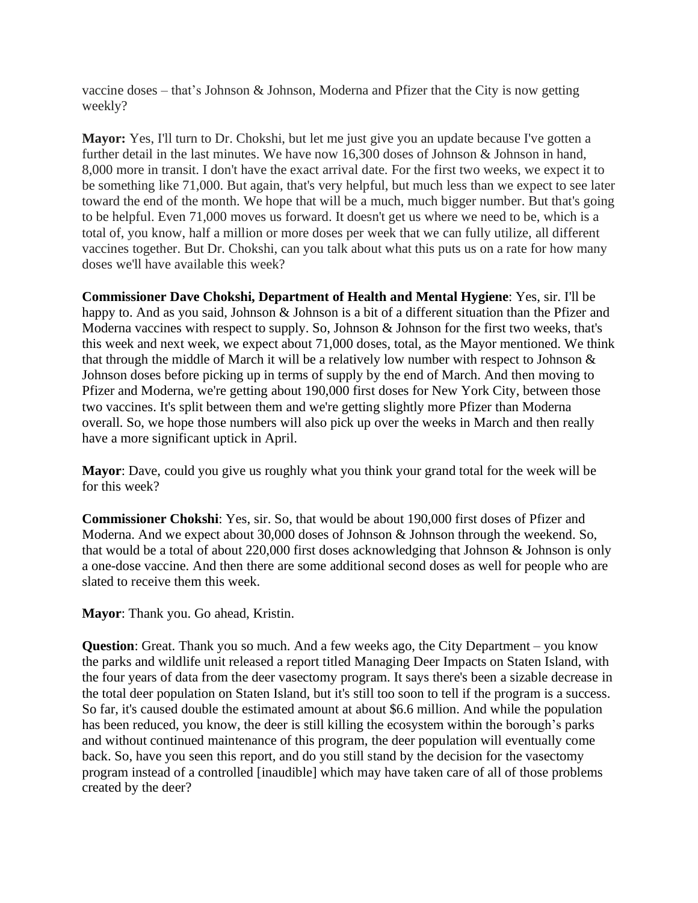vaccine doses – that's Johnson & Johnson, Moderna and Pfizer that the City is now getting weekly?

**Mayor:** Yes, I'll turn to Dr. Chokshi, but let me just give you an update because I've gotten a further detail in the last minutes. We have now 16,300 doses of Johnson & Johnson in hand, 8,000 more in transit. I don't have the exact arrival date. For the first two weeks, we expect it to be something like 71,000. But again, that's very helpful, but much less than we expect to see later toward the end of the month. We hope that will be a much, much bigger number. But that's going to be helpful. Even 71,000 moves us forward. It doesn't get us where we need to be, which is a total of, you know, half a million or more doses per week that we can fully utilize, all different vaccines together. But Dr. Chokshi, can you talk about what this puts us on a rate for how many doses we'll have available this week?

**Commissioner Dave Chokshi, Department of Health and Mental Hygiene**: Yes, sir. I'll be happy to. And as you said, Johnson & Johnson is a bit of a different situation than the Pfizer and Moderna vaccines with respect to supply. So, Johnson & Johnson for the first two weeks, that's this week and next week, we expect about 71,000 doses, total, as the Mayor mentioned. We think that through the middle of March it will be a relatively low number with respect to Johnson & Johnson doses before picking up in terms of supply by the end of March. And then moving to Pfizer and Moderna, we're getting about 190,000 first doses for New York City, between those two vaccines. It's split between them and we're getting slightly more Pfizer than Moderna overall. So, we hope those numbers will also pick up over the weeks in March and then really have a more significant uptick in April.

**Mayor**: Dave, could you give us roughly what you think your grand total for the week will be for this week?

**Commissioner Chokshi**: Yes, sir. So, that would be about 190,000 first doses of Pfizer and Moderna. And we expect about 30,000 doses of Johnson & Johnson through the weekend. So, that would be a total of about 220,000 first doses acknowledging that Johnson & Johnson is only a one-dose vaccine. And then there are some additional second doses as well for people who are slated to receive them this week.

**Mayor**: Thank you. Go ahead, Kristin.

**Question**: Great. Thank you so much. And a few weeks ago, the City Department – you know the parks and wildlife unit released a report titled Managing Deer Impacts on Staten Island, with the four years of data from the deer vasectomy program. It says there's been a sizable decrease in the total deer population on Staten Island, but it's still too soon to tell if the program is a success. So far, it's caused double the estimated amount at about $6.6 million. And while the population has been reduced, you know, the deer is still killing the ecosystem within the borough's parks and without continued maintenance of this program, the deer population will eventually come back. So, have you seen this report, and do you still stand by the decision for the vasectomy program instead of a controlled [inaudible] which may have taken care of all of those problems created by the deer?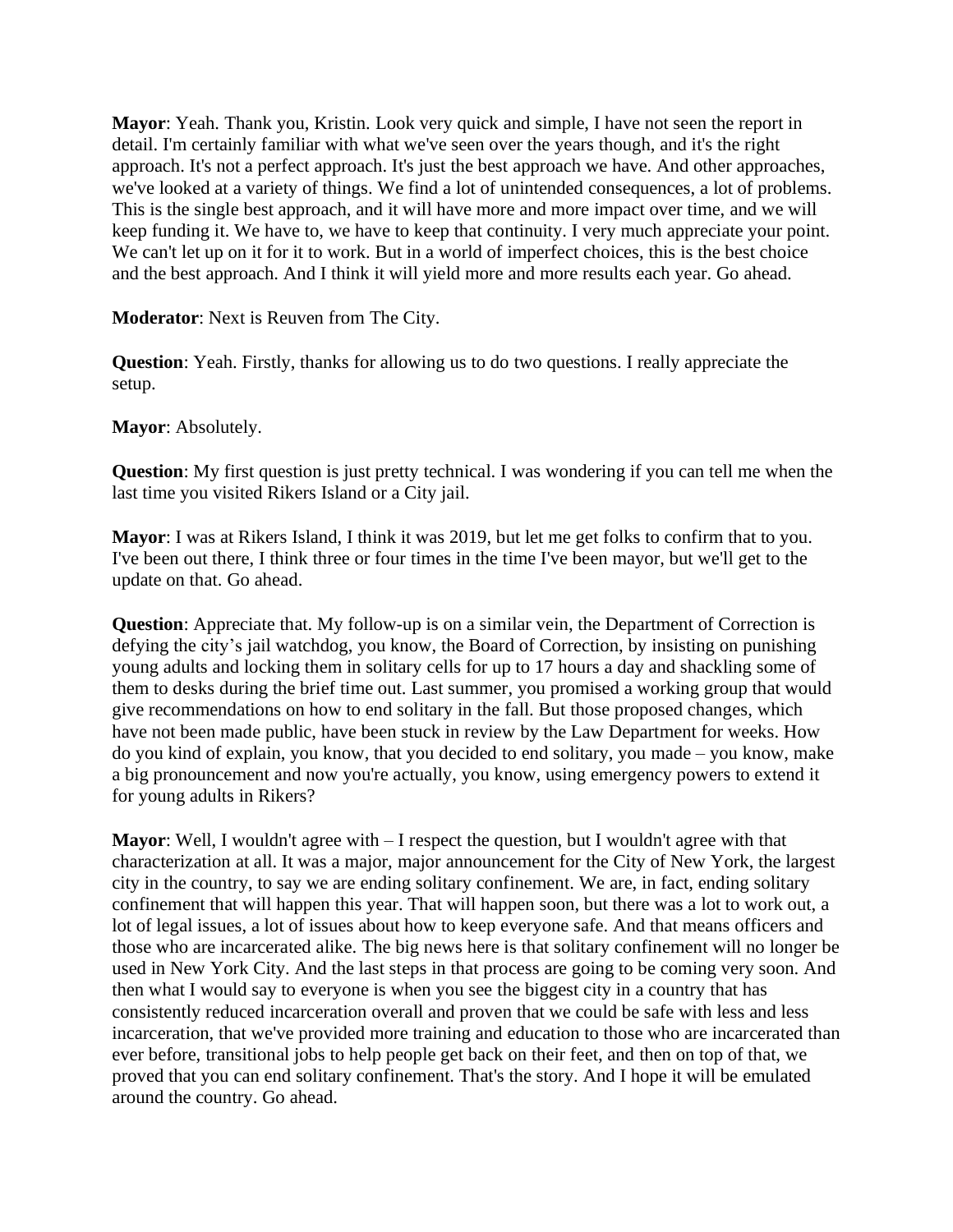**Mayor**: Yeah. Thank you, Kristin. Look very quick and simple, I have not seen the report in detail. I'm certainly familiar with what we've seen over the years though, and it's the right approach. It's not a perfect approach. It's just the best approach we have. And other approaches, we've looked at a variety of things. We find a lot of unintended consequences, a lot of problems. This is the single best approach, and it will have more and more impact over time, and we will keep funding it. We have to, we have to keep that continuity. I very much appreciate your point. We can't let up on it for it to work. But in a world of imperfect choices, this is the best choice and the best approach. And I think it will yield more and more results each year. Go ahead.

**Moderator**: Next is Reuven from The City.

**Question**: Yeah. Firstly, thanks for allowing us to do two questions. I really appreciate the setup.

**Mayor**: Absolutely.

**Question**: My first question is just pretty technical. I was wondering if you can tell me when the last time you visited Rikers Island or a City jail.

**Mayor**: I was at Rikers Island, I think it was 2019, but let me get folks to confirm that to you. I've been out there, I think three or four times in the time I've been mayor, but we'll get to the update on that. Go ahead.

**Question**: Appreciate that. My follow-up is on a similar vein, the Department of Correction is defying the city's jail watchdog, you know, the Board of Correction, by insisting on punishing young adults and locking them in solitary cells for up to 17 hours a day and shackling some of them to desks during the brief time out. Last summer, you promised a working group that would give recommendations on how to end solitary in the fall. But those proposed changes, which have not been made public, have been stuck in review by the Law Department for weeks. How do you kind of explain, you know, that you decided to end solitary, you made – you know, make a big pronouncement and now you're actually, you know, using emergency powers to extend it for young adults in Rikers?

**Mayor**: Well, I wouldn't agree with – I respect the question, but I wouldn't agree with that characterization at all. It was a major, major announcement for the City of New York, the largest city in the country, to say we are ending solitary confinement. We are, in fact, ending solitary confinement that will happen this year. That will happen soon, but there was a lot to work out, a lot of legal issues, a lot of issues about how to keep everyone safe. And that means officers and those who are incarcerated alike. The big news here is that solitary confinement will no longer be used in New York City. And the last steps in that process are going to be coming very soon. And then what I would say to everyone is when you see the biggest city in a country that has consistently reduced incarceration overall and proven that we could be safe with less and less incarceration, that we've provided more training and education to those who are incarcerated than ever before, transitional jobs to help people get back on their feet, and then on top of that, we proved that you can end solitary confinement. That's the story. And I hope it will be emulated around the country. Go ahead.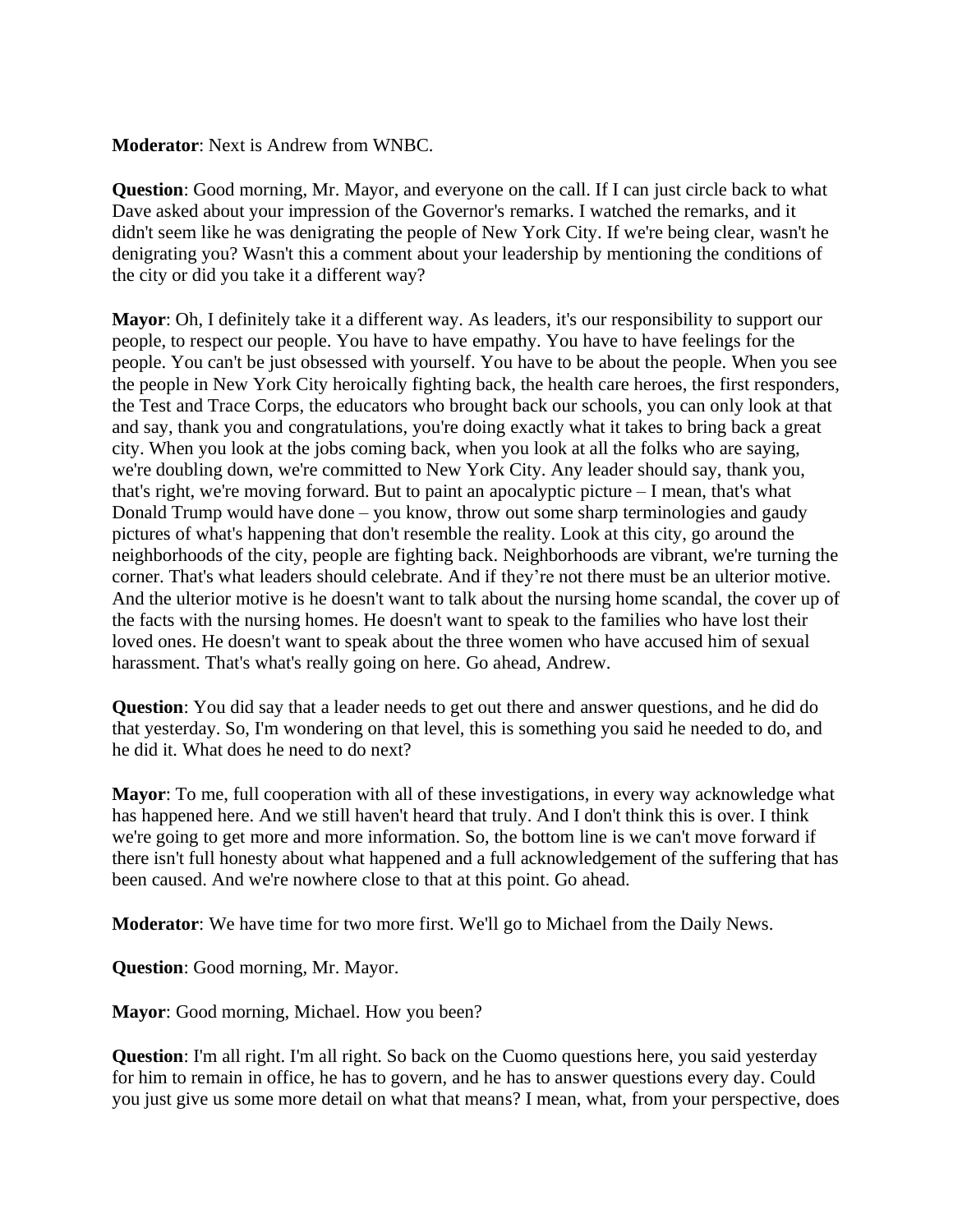**Moderator**: Next is Andrew from WNBC.

**Question**: Good morning, Mr. Mayor, and everyone on the call. If I can just circle back to what Dave asked about your impression of the Governor's remarks. I watched the remarks, and it didn't seem like he was denigrating the people of New York City. If we're being clear, wasn't he denigrating you? Wasn't this a comment about your leadership by mentioning the conditions of the city or did you take it a different way?

**Mayor**: Oh, I definitely take it a different way. As leaders, it's our responsibility to support our people, to respect our people. You have to have empathy. You have to have feelings for the people. You can't be just obsessed with yourself. You have to be about the people. When you see the people in New York City heroically fighting back, the health care heroes, the first responders, the Test and Trace Corps, the educators who brought back our schools, you can only look at that and say, thank you and congratulations, you're doing exactly what it takes to bring back a great city. When you look at the jobs coming back, when you look at all the folks who are saying, we're doubling down, we're committed to New York City. Any leader should say, thank you, that's right, we're moving forward. But to paint an apocalyptic picture – I mean, that's what Donald Trump would have done – you know, throw out some sharp terminologies and gaudy pictures of what's happening that don't resemble the reality. Look at this city, go around the neighborhoods of the city, people are fighting back. Neighborhoods are vibrant, we're turning the corner. That's what leaders should celebrate. And if they're not there must be an ulterior motive. And the ulterior motive is he doesn't want to talk about the nursing home scandal, the cover up of the facts with the nursing homes. He doesn't want to speak to the families who have lost their loved ones. He doesn't want to speak about the three women who have accused him of sexual harassment. That's what's really going on here. Go ahead, Andrew.

**Question**: You did say that a leader needs to get out there and answer questions, and he did do that yesterday. So, I'm wondering on that level, this is something you said he needed to do, and he did it. What does he need to do next?

**Mayor**: To me, full cooperation with all of these investigations, in every way acknowledge what has happened here. And we still haven't heard that truly. And I don't think this is over. I think we're going to get more and more information. So, the bottom line is we can't move forward if there isn't full honesty about what happened and a full acknowledgement of the suffering that has been caused. And we're nowhere close to that at this point. Go ahead.

**Moderator**: We have time for two more first. We'll go to Michael from the Daily News.

**Question**: Good morning, Mr. Mayor.

**Mayor**: Good morning, Michael. How you been?

**Question**: I'm all right. I'm all right. So back on the Cuomo questions here, you said yesterday for him to remain in office, he has to govern, and he has to answer questions every day. Could you just give us some more detail on what that means? I mean, what, from your perspective, does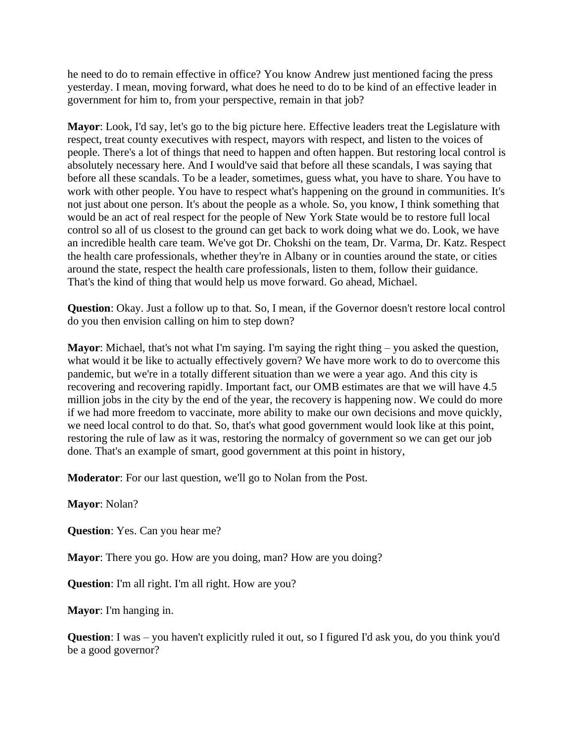he need to do to remain effective in office? You know Andrew just mentioned facing the press yesterday. I mean, moving forward, what does he need to do to be kind of an effective leader in government for him to, from your perspective, remain in that job?

**Mayor**: Look, I'd say, let's go to the big picture here. Effective leaders treat the Legislature with respect, treat county executives with respect, mayors with respect, and listen to the voices of people. There's a lot of things that need to happen and often happen. But restoring local control is absolutely necessary here. And I would've said that before all these scandals, I was saying that before all these scandals. To be a leader, sometimes, guess what, you have to share. You have to work with other people. You have to respect what's happening on the ground in communities. It's not just about one person. It's about the people as a whole. So, you know, I think something that would be an act of real respect for the people of New York State would be to restore full local control so all of us closest to the ground can get back to work doing what we do. Look, we have an incredible health care team. We've got Dr. Chokshi on the team, Dr. Varma, Dr. Katz. Respect the health care professionals, whether they're in Albany or in counties around the state, or cities around the state, respect the health care professionals, listen to them, follow their guidance. That's the kind of thing that would help us move forward. Go ahead, Michael.

**Question**: Okay. Just a follow up to that. So, I mean, if the Governor doesn't restore local control do you then envision calling on him to step down?

**Mayor**: Michael, that's not what I'm saying. I'm saying the right thing – you asked the question, what would it be like to actually effectively govern? We have more work to do to overcome this pandemic, but we're in a totally different situation than we were a year ago. And this city is recovering and recovering rapidly. Important fact, our OMB estimates are that we will have 4.5 million jobs in the city by the end of the year, the recovery is happening now. We could do more if we had more freedom to vaccinate, more ability to make our own decisions and move quickly, we need local control to do that. So, that's what good government would look like at this point, restoring the rule of law as it was, restoring the normalcy of government so we can get our job done. That's an example of smart, good government at this point in history,

**Moderator**: For our last question, we'll go to Nolan from the Post.

**Mayor**: Nolan?

**Question**: Yes. Can you hear me?

**Mayor**: There you go. How are you doing, man? How are you doing?

**Question**: I'm all right. I'm all right. How are you?

**Mayor**: I'm hanging in.

**Question**: I was – you haven't explicitly ruled it out, so I figured I'd ask you, do you think you'd be a good governor?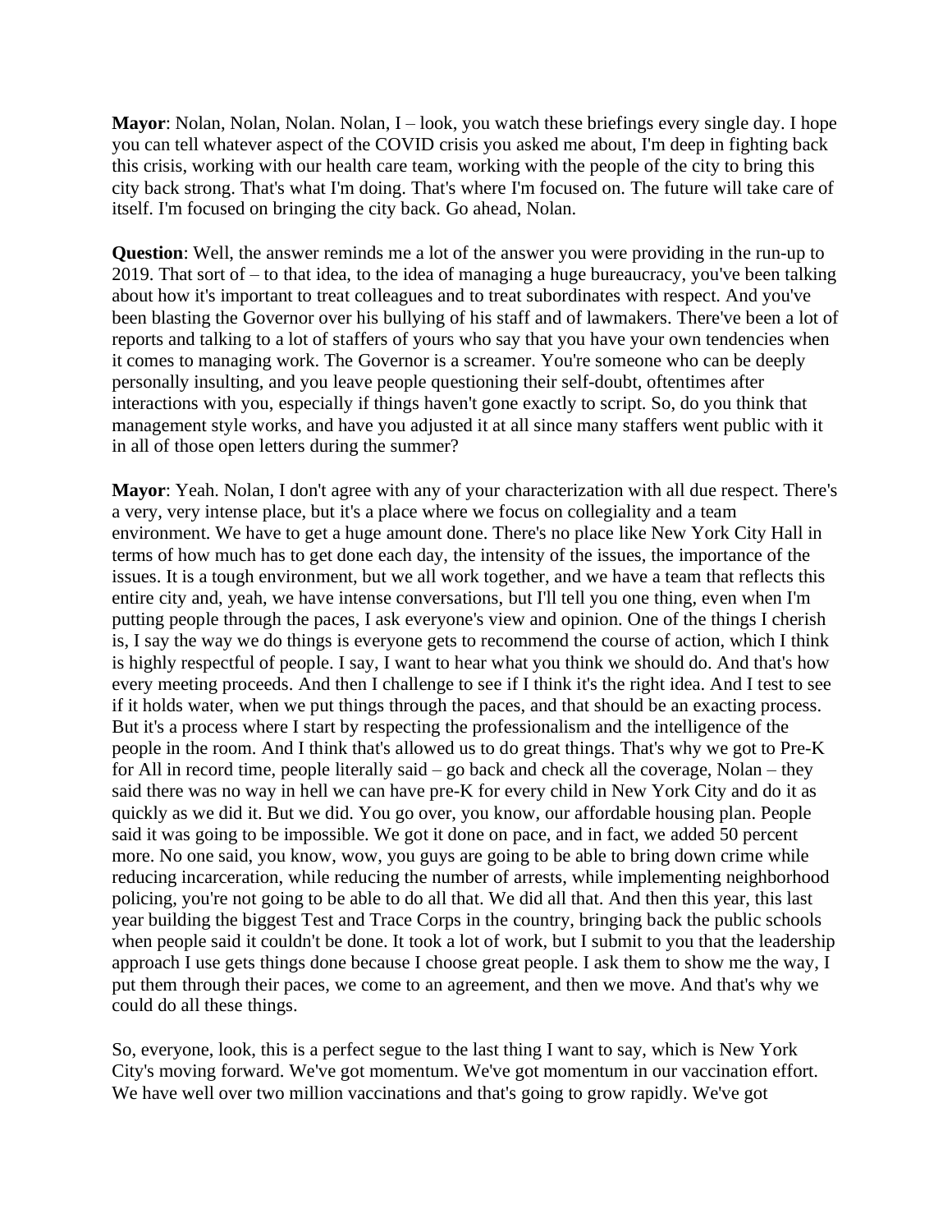**Mayor**: Nolan, Nolan, Nolan. Nolan, I – look, you watch these briefings every single day. I hope you can tell whatever aspect of the COVID crisis you asked me about, I'm deep in fighting back this crisis, working with our health care team, working with the people of the city to bring this city back strong. That's what I'm doing. That's where I'm focused on. The future will take care of itself. I'm focused on bringing the city back. Go ahead, Nolan.

**Question**: Well, the answer reminds me a lot of the answer you were providing in the run-up to 2019. That sort of – to that idea, to the idea of managing a huge bureaucracy, you've been talking about how it's important to treat colleagues and to treat subordinates with respect. And you've been blasting the Governor over his bullying of his staff and of lawmakers. There've been a lot of reports and talking to a lot of staffers of yours who say that you have your own tendencies when it comes to managing work. The Governor is a screamer. You're someone who can be deeply personally insulting, and you leave people questioning their self-doubt, oftentimes after interactions with you, especially if things haven't gone exactly to script. So, do you think that management style works, and have you adjusted it at all since many staffers went public with it in all of those open letters during the summer?

**Mayor**: Yeah. Nolan, I don't agree with any of your characterization with all due respect. There's a very, very intense place, but it's a place where we focus on collegiality and a team environment. We have to get a huge amount done. There's no place like New York City Hall in terms of how much has to get done each day, the intensity of the issues, the importance of the issues. It is a tough environment, but we all work together, and we have a team that reflects this entire city and, yeah, we have intense conversations, but I'll tell you one thing, even when I'm putting people through the paces, I ask everyone's view and opinion. One of the things I cherish is, I say the way we do things is everyone gets to recommend the course of action, which I think is highly respectful of people. I say, I want to hear what you think we should do. And that's how every meeting proceeds. And then I challenge to see if I think it's the right idea. And I test to see if it holds water, when we put things through the paces, and that should be an exacting process. But it's a process where I start by respecting the professionalism and the intelligence of the people in the room. And I think that's allowed us to do great things. That's why we got to Pre-K for All in record time, people literally said – go back and check all the coverage, Nolan – they said there was no way in hell we can have pre-K for every child in New York City and do it as quickly as we did it. But we did. You go over, you know, our affordable housing plan. People said it was going to be impossible. We got it done on pace, and in fact, we added 50 percent more. No one said, you know, wow, you guys are going to be able to bring down crime while reducing incarceration, while reducing the number of arrests, while implementing neighborhood policing, you're not going to be able to do all that. We did all that. And then this year, this last year building the biggest Test and Trace Corps in the country, bringing back the public schools when people said it couldn't be done. It took a lot of work, but I submit to you that the leadership approach I use gets things done because I choose great people. I ask them to show me the way, I put them through their paces, we come to an agreement, and then we move. And that's why we could do all these things.

So, everyone, look, this is a perfect segue to the last thing I want to say, which is New York City's moving forward. We've got momentum. We've got momentum in our vaccination effort. We have well over two million vaccinations and that's going to grow rapidly. We've got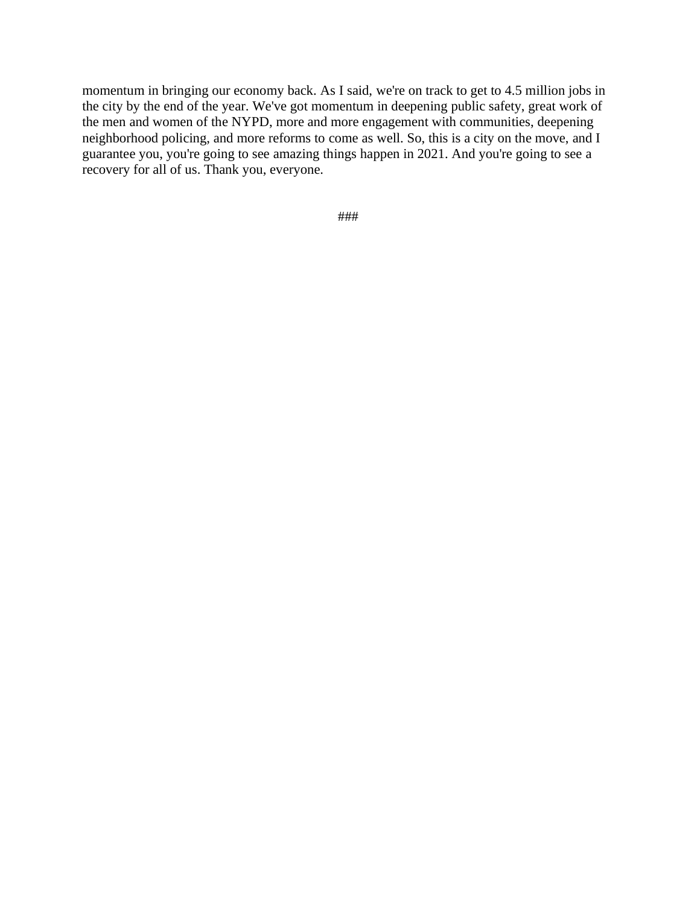momentum in bringing our economy back. As I said, we're on track to get to 4.5 million jobs in the city by the end of the year. We've got momentum in deepening public safety, great work of the men and women of the NYPD, more and more engagement with communities, deepening neighborhood policing, and more reforms to come as well. So, this is a city on the move, and I guarantee you, you're going to see amazing things happen in 2021. And you're going to see a recovery for all of us. Thank you, everyone.

###